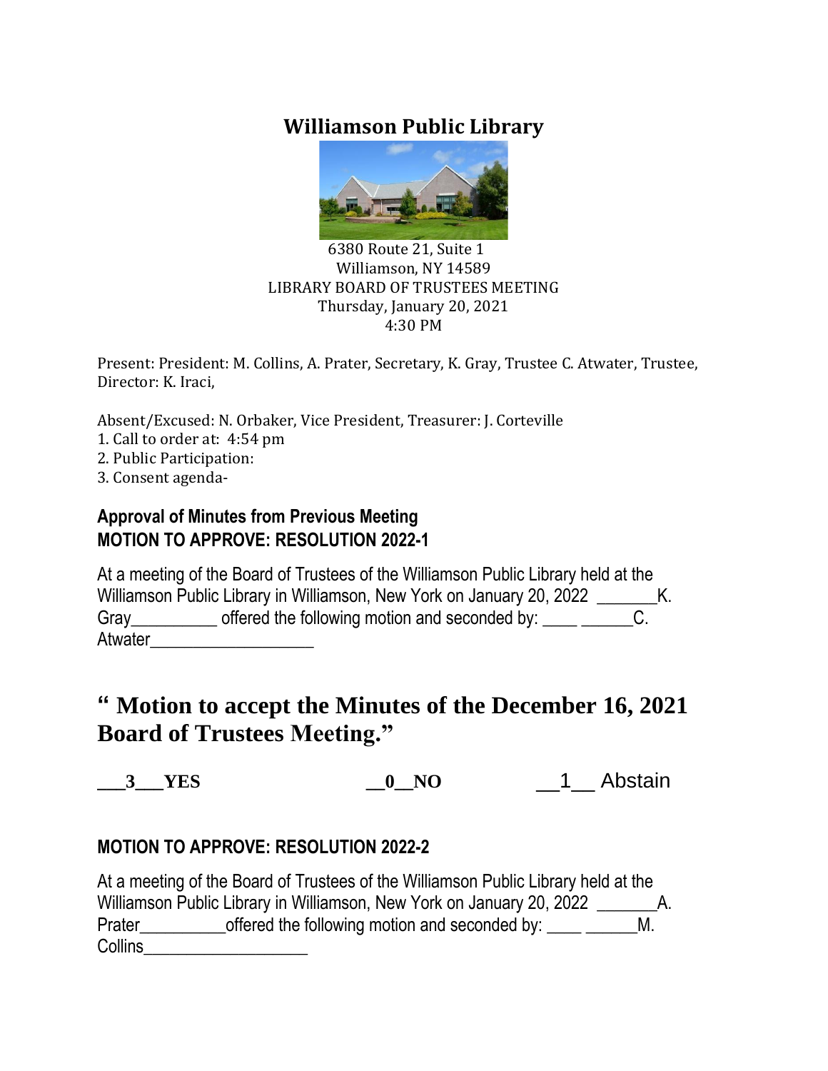# Williamson Public Library

6380 Route 21, Suite 1
Williamson, NY 14589
LIBRARY BOARD OF TRUSTEES MEETING
Thursday, January 20, 2021
4:30 PM

Present: President: M. Collins, A. Prater, Secretary, K. Gray, Trustee C. Atwater, Trustee, Director: K. Iraci,

Absent/Excused: N. Orbaker, Vice President, Treasurer: J. Corteville

1. Call to order at: 4:54 pm
2. Public Participation:
3. Consent agenda-

### Approval of Minutes from Previous Meeting

### MOTION TO APPROVE: RESOLUTION 2022-1

At a meeting of the Board of Trustees of the Williamson Public Library held at the Williamson Public Library in Williamson, New York on January 20, 2022 _______K. Gray__________ offered the following motion and seconded by: ____ ______C. Atwater___________________

## " Motion to accept the Minutes of the December 16, 2021 Board of Trustees Meeting."

**___3___YES** **__0__NO** __1__ Abstain

### MOTION TO APPROVE: RESOLUTION 2022-2

At a meeting of the Board of Trustees of the Williamson Public Library held at the Williamson Public Library in Williamson, New York on January 20, 2022 _______A. Prater__________offered the following motion and seconded by: ____ ______M. Collins___________________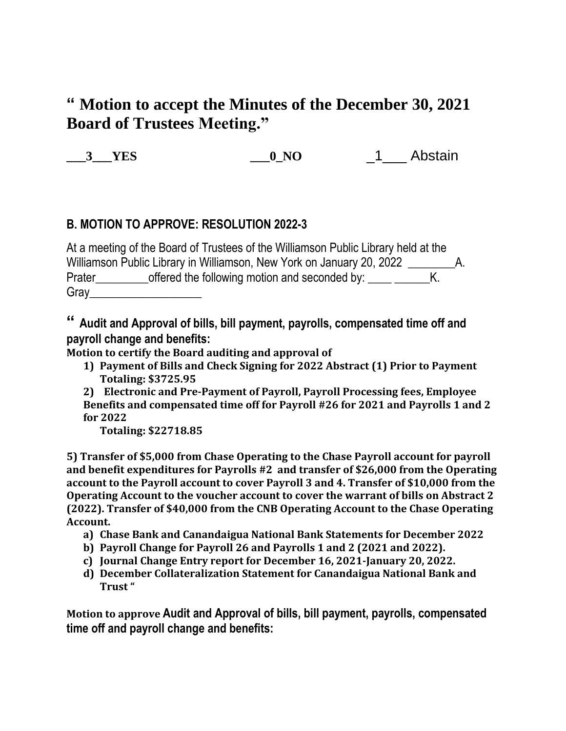# " Motion to accept the Minutes of the December 30, 2021 Board of Trustees Meeting."

**___3___YES** **___0_NO** _1___ Abstain

### B. MOTION TO APPROVE: RESOLUTION 2022-3

At a meeting of the Board of Trustees of the Williamson Public Library held at the Williamson Public Library in Williamson, New York on January 20, 2022 ________A. Prater_________offered the following motion and seconded by: ____ ______K. Gray___________________

**" Audit and Approval of bills, bill payment, payrolls, compensated time off and payroll change and benefits:**

**Motion to certify the Board auditing and approval of**

1) **Payment of Bills and Check Signing for 2022 Abstract (1) Prior to Payment Totaling: $3725.95**
2) **Electronic and Pre-Payment of Payroll, Payroll Processing fees, Employee Benefits and compensated time off for Payroll #26 for 2021 and Payrolls 1 and 2 for 2022**
   **Totaling: $22718.85**

**5) Transfer of $5,000 from Chase Operating to the Chase Payroll account for payroll and benefit expenditures for Payrolls #2 and transfer of $26,000 from the Operating account to the Payroll account to cover Payroll 3 and 4. Transfer of $10,000 from the Operating Account to the voucher account to cover the warrant of bills on Abstract 2 (2022). Transfer of $40,000 from the CNB Operating Account to the Chase Operating Account.**

a) **Chase Bank and Canandaigua National Bank Statements for December 2022**
b) **Payroll Change for Payroll 26 and Payrolls 1 and 2 (2021 and 2022).**
c) **Journal Change Entry report for December 16, 2021-January 20, 2022.**
d) **December Collateralization Statement for Canandaigua National Bank and Trust "**

**Motion to approve Audit and Approval of bills, bill payment, payrolls, compensated time off and payroll change and benefits:**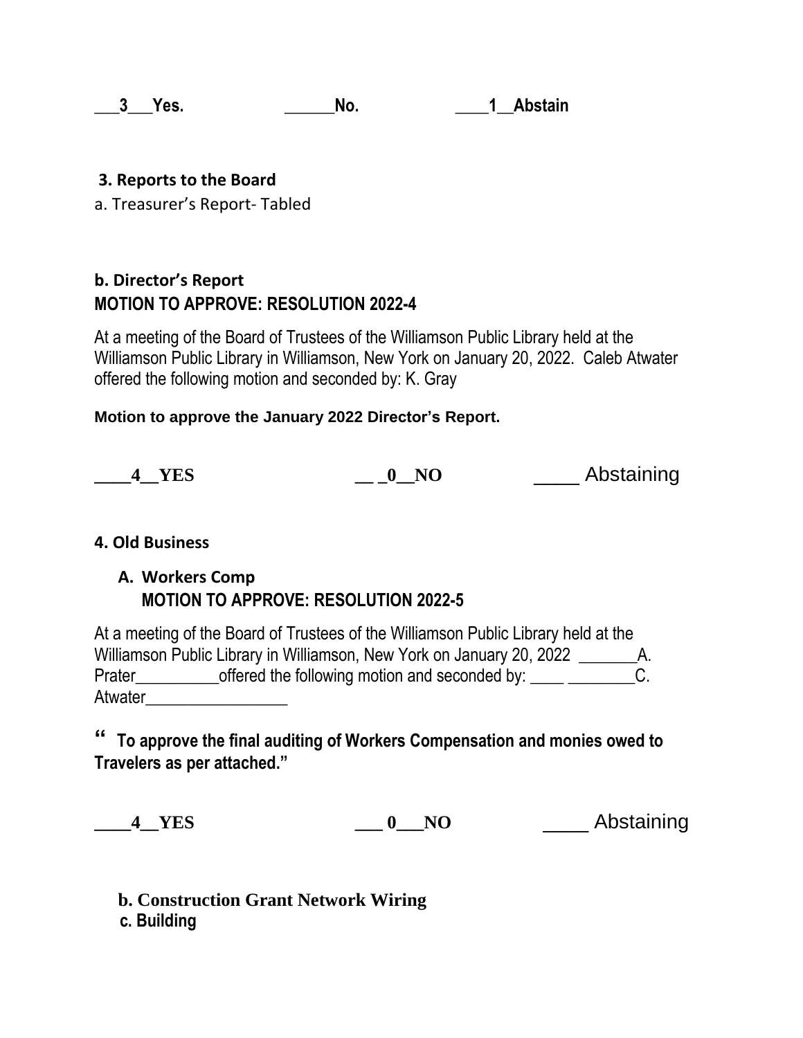___3___Yes. ______No. ____1__Abstain

**3. Reports to the Board**

a. Treasurer's Report- Tabled

**b. Director's Report**

**MOTION TO APPROVE: RESOLUTION 2022-4**

At a meeting of the Board of Trustees of the Williamson Public Library held at the Williamson Public Library in Williamson, New York on January 20, 2022. Caleb Atwater offered the following motion and seconded by: K. Gray

**Motion to approve the January 2022 Director's Report.**

**____4__YES** **__ _0__NO** ____ Abstaining

**4. Old Business**

**A. Workers Comp**

**MOTION TO APPROVE: RESOLUTION 2022-5**

At a meeting of the Board of Trustees of the Williamson Public Library held at the Williamson Public Library in Williamson, New York on January 20, 2022 _______A. Prater__________offered the following motion and seconded by: ____ ________C. Atwater_________________

**" To approve the final auditing of Workers Compensation and monies owed to Travelers as per attached."**

**____4__YES** **___ 0___NO** ____ Abstaining

**b. Construction Grant Network Wiring**

**c. Building**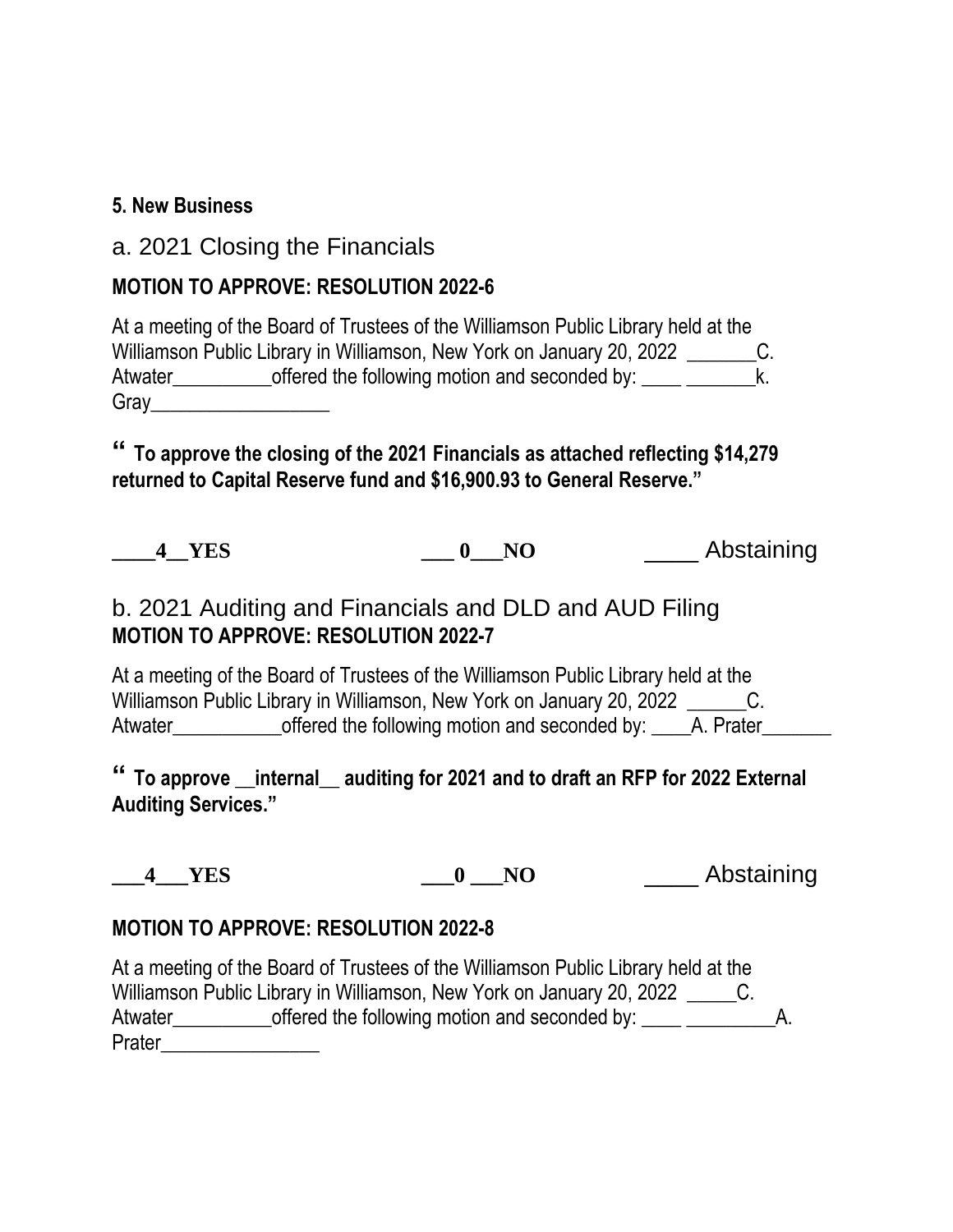**5. New Business**

a. 2021 Closing the Financials

**MOTION TO APPROVE: RESOLUTION 2022-6**

At a meeting of the Board of Trustees of the Williamson Public Library held at the Williamson Public Library in Williamson, New York on January 20, 2022 _______C. Atwater__________offered the following motion and seconded by: ____ _______k. Gray__________________

**" To approve the closing of the 2021 Financials as attached reflecting $14,279 returned to Capital Reserve fund and $16,900.93 to General Reserve."**

**____4__YES** **___ 0___NO** ____ Abstaining

b. 2021 Auditing and Financials and DLD and AUD Filing

**MOTION TO APPROVE: RESOLUTION 2022-7**

At a meeting of the Board of Trustees of the Williamson Public Library held at the Williamson Public Library in Williamson, New York on January 20, 2022 ______C. Atwater___________offered the following motion and seconded by: ____A. Prater_______

**" To approve __internal__ auditing for 2021 and to draft an RFP for 2022 External Auditing Services."**

**___4___YES** **___0 ___NO** ____ Abstaining

**MOTION TO APPROVE: RESOLUTION 2022-8**

At a meeting of the Board of Trustees of the Williamson Public Library held at the Williamson Public Library in Williamson, New York on January 20, 2022 _____C. Atwater__________offered the following motion and seconded by: ____ _________A. Prater________________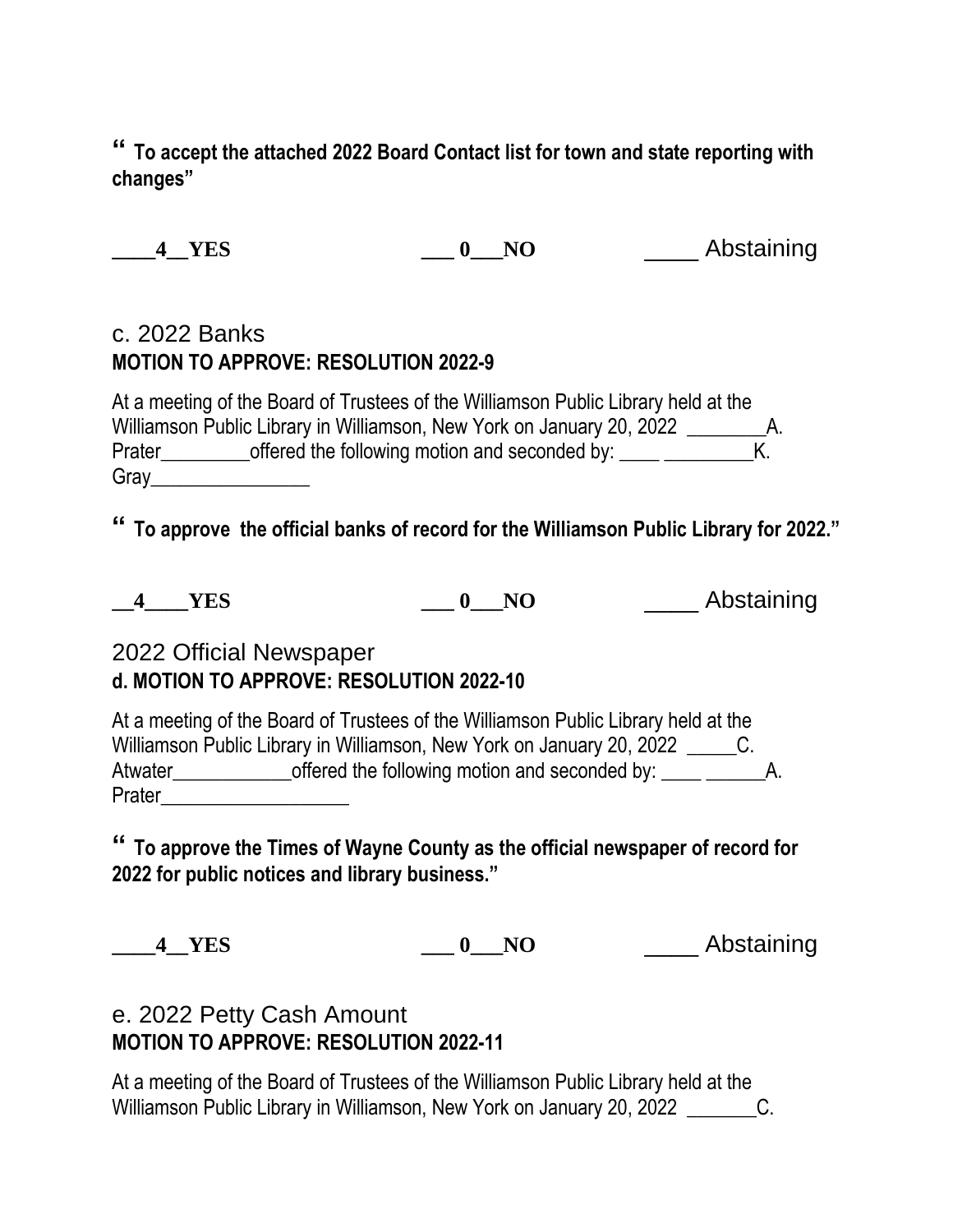**" To accept the attached 2022 Board Contact list for town and state reporting with changes"**

**____4__YES** **___ 0___NO** ____ Abstaining

c. 2022 Banks

**MOTION TO APPROVE: RESOLUTION 2022-9**

At a meeting of the Board of Trustees of the Williamson Public Library held at the Williamson Public Library in Williamson, New York on January 20, 2022 ________A. Prater_________offered the following motion and seconded by: ____ _________K. Gray________________

**" To approve the official banks of record for the Williamson Public Library for 2022."**

**__4____YES** **___ 0___NO** ____ Abstaining

2022 Official Newspaper

**d. MOTION TO APPROVE: RESOLUTION 2022-10**

At a meeting of the Board of Trustees of the Williamson Public Library held at the Williamson Public Library in Williamson, New York on January 20, 2022 _____C. Atwater____________offered the following motion and seconded by: ____ ______A. Prater___________________

**" To approve the Times of Wayne County as the official newspaper of record for 2022 for public notices and library business."**

**____4__YES** **___ 0___NO** ____ Abstaining

e. 2022 Petty Cash Amount

**MOTION TO APPROVE: RESOLUTION 2022-11**

At a meeting of the Board of Trustees of the Williamson Public Library held at the Williamson Public Library in Williamson, New York on January 20, 2022 _______C.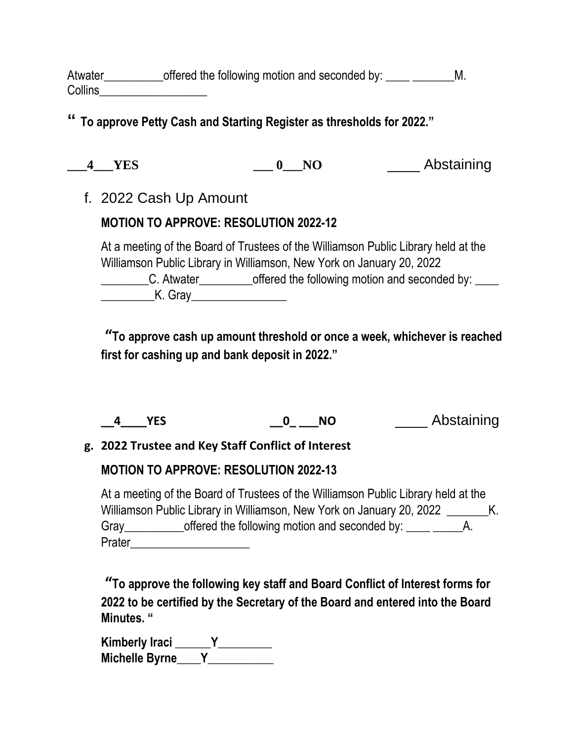Atwater__________offered the following motion and seconded by: ____ _______M. Collins__________________

**“ To approve Petty Cash and Starting Register as thresholds for 2022.”**

**___4___YES** **___ 0___NO** ____ Abstaining

f. 2022 Cash Up Amount

**MOTION TO APPROVE: RESOLUTION 2022-12**

At a meeting of the Board of Trustees of the Williamson Public Library held at the Williamson Public Library in Williamson, New York on January 20, 2022 ________C. Atwater_________offered the following motion and seconded by: ____ _________K. Gray________________

**“To approve cash up amount threshold or once a week, whichever is reached first for cashing up and bank deposit in 2022.”**

**__4____YES** **__0_ ___NO** ____ Abstaining

**g. 2022 Trustee and Key Staff Conflict of Interest**

**MOTION TO APPROVE: RESOLUTION 2022-13**

At a meeting of the Board of Trustees of the Williamson Public Library held at the Williamson Public Library in Williamson, New York on January 20, 2022 _______K. Gray__________offered the following motion and seconded by: ____ _____A. Prater____________________

**“To approve the following key staff and Board Conflict of Interest forms for 2022 to be certified by the Secretary of the Board and entered into the Board Minutes. “**

**Kimberly Iraci ______Y_________**
**Michelle Byrne____Y___________**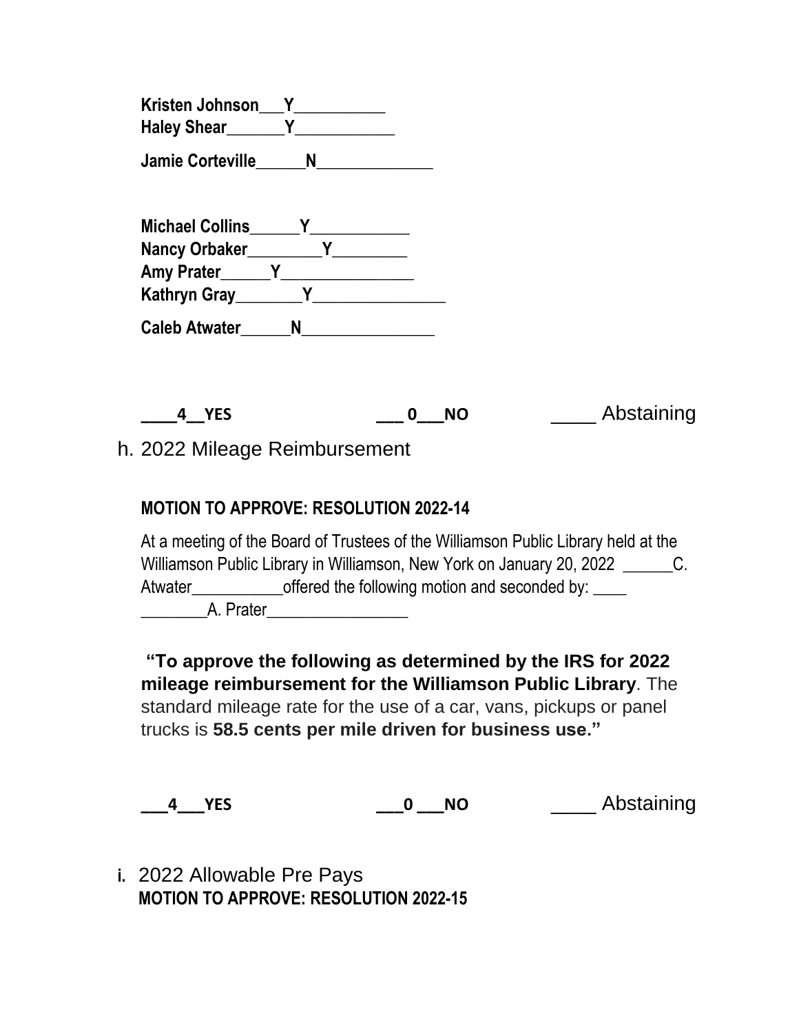**Kristen Johnson___Y__________**
**Haley Shear_______Y___________**

**Jamie Corteville______N_____________**

**Michael Collins______Y___________**
**Nancy Orbaker_________Y________**
**Amy Prater______Y_______________**
**Kathryn Gray________Y_______________**

**Caleb Atwater______N_______________**

**____4__YES** **___ 0___NO** ____ Abstaining

h. 2022 Mileage Reimbursement

**MOTION TO APPROVE: RESOLUTION 2022-14**

At a meeting of the Board of Trustees of the Williamson Public Library held at the Williamson Public Library in Williamson, New York on January 20, 2022 ______C. Atwater___________offered the following motion and seconded by: ____ ________A. Prater________________

**"To approve the following as determined by the IRS for 2022 mileage reimbursement for the Williamson Public Library**. The standard mileage rate for the use of a car, vans, pickups or panel trucks is **58.5 cents per mile driven for business use."**

**___4___YES** **___0 ___NO** ____ Abstaining

**i.** 2022 Allowable Pre Pays
**MOTION TO APPROVE: RESOLUTION 2022-15**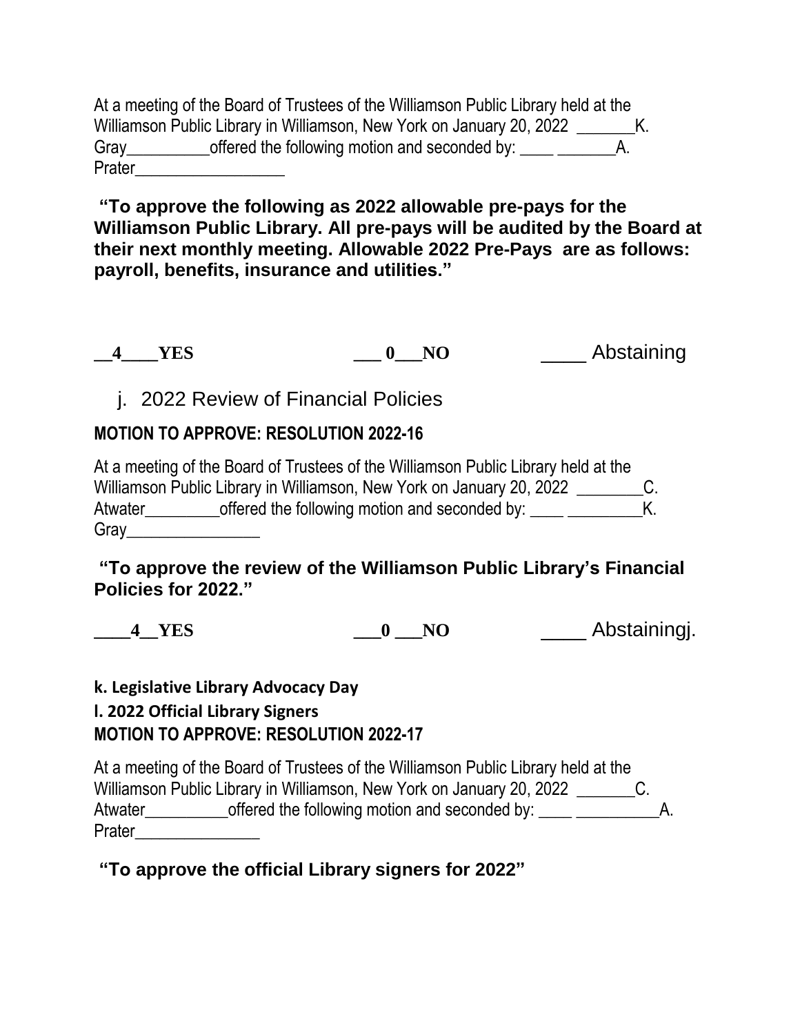At a meeting of the Board of Trustees of the Williamson Public Library held at the Williamson Public Library in Williamson, New York on January 20, 2022 _______K. Gray__________offered the following motion and seconded by: ____ _______A. Prater_________________

**"To approve the following as 2022 allowable pre-pays for the Williamson Public Library. All pre-pays will be audited by the Board at their next monthly meeting. Allowable 2022 Pre-Pays are as follows: payroll, benefits, insurance and utilities."**

**__4____YES** **___ 0___NO** ____ Abstaining

j. 2022 Review of Financial Policies

**MOTION TO APPROVE: RESOLUTION 2022-16**

At a meeting of the Board of Trustees of the Williamson Public Library held at the Williamson Public Library in Williamson, New York on January 20, 2022 ________C. Atwater_________offered the following motion and seconded by: ____ _________K. Gray________________

**"To approve the review of the Williamson Public Library's Financial Policies for 2022."**

**____4__YES** **___0 ___NO** ____ Abstainingj.

**k. Legislative Library Advocacy Day**

**l. 2022 Official Library Signers**

**MOTION TO APPROVE: RESOLUTION 2022-17**

At a meeting of the Board of Trustees of the Williamson Public Library held at the Williamson Public Library in Williamson, New York on January 20, 2022 _______C. Atwater__________offered the following motion and seconded by: ____ __________A. Prater_______________

**"To approve the official Library signers for 2022"**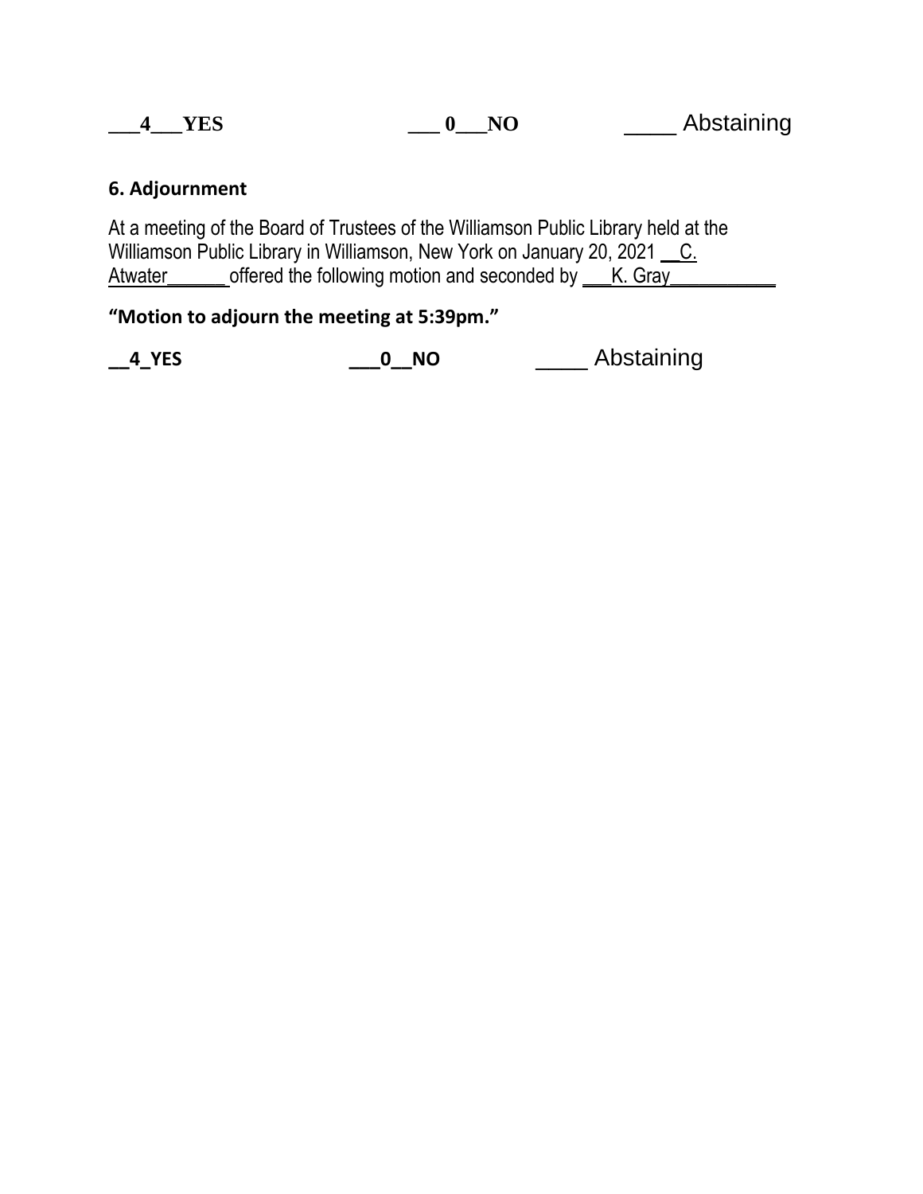___4___YES ___ 0___NO ____ Abstaining

**6. Adjournment**

At a meeting of the Board of Trustees of the Williamson Public Library held at the Williamson Public Library in Williamson, New York on January 20, 2021 __C. Atwater______ offered the following motion and seconded by ___K. Gray__________

**"Motion to adjourn the meeting at 5:39pm."**

**__4_YES** **___0__NO** ____ Abstaining